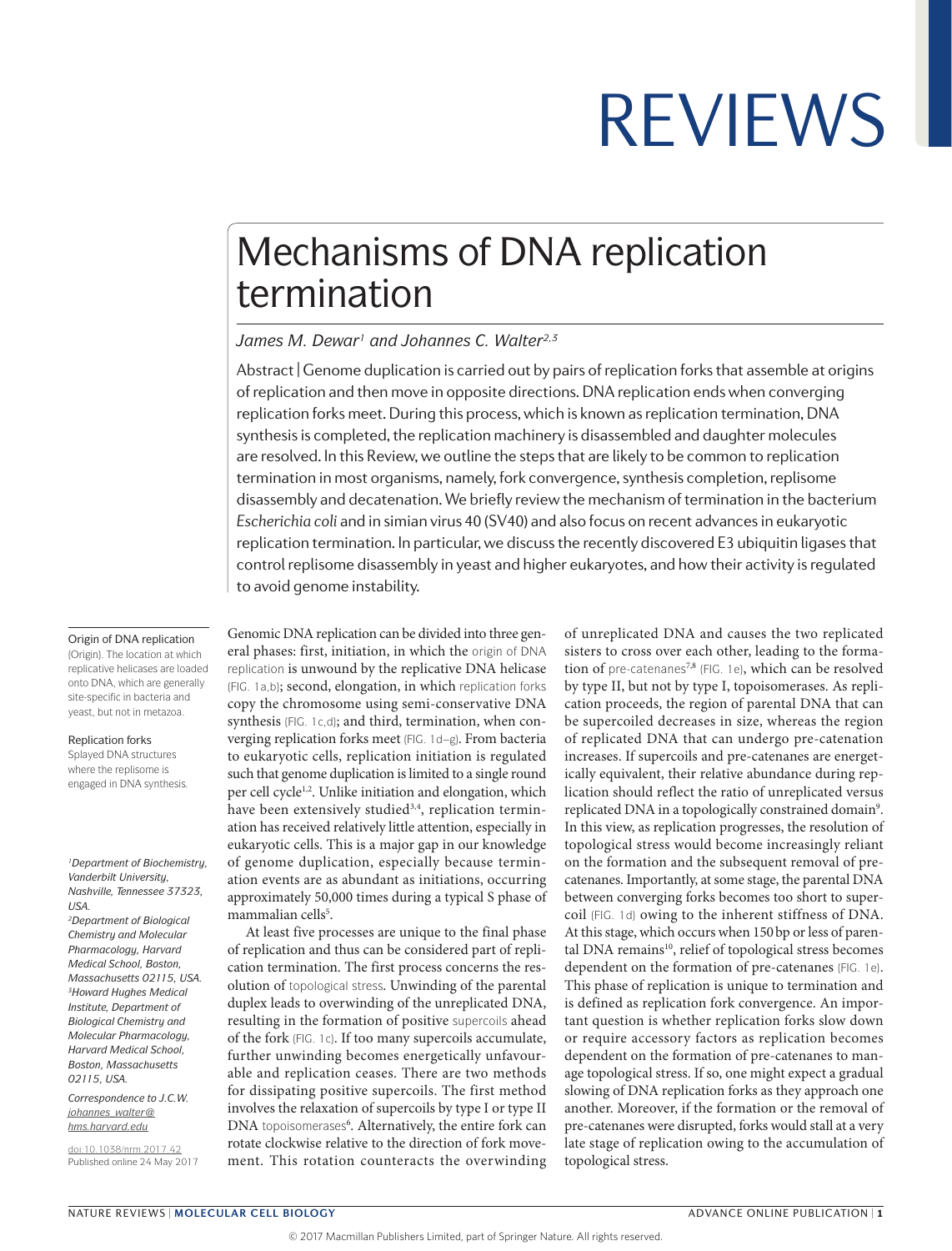# Mechanisms of DNA replication termination

*James M. Dewar[1] and Johannes C. Walter[2,3]*

Abstract | Genome duplication is carried out by pairs of replication forks that assemble at origins of replication and then move in opposite directions. DNA replication ends when converging replication forks meet. During this process, which is known as replication termination, DNA synthesis is completed, the replication machinery is disassembled and daughter molecules are resolved. In this Review, we outline the steps that are likely to be common to replication termination in most organisms, namely, fork convergence, synthesis completion, replisome disassembly and decatenation. We briefly review the mechanism of termination in the bacterium *Escherichia coli* and in simian virus 40 (SV40) and also focus on recent advances in eukaryotic replication termination. In particular, we discuss the recently discovered E3 ubiquitin ligases that control replisome disassembly in yeast and higher eukaryotes, and how their activity is regulated to avoid genome instability.

Origin of DNA replication
(Origin). The location at which replicative helicases are loaded onto DNA, which are generally site-specific in bacteria and yeast, but not in metazoa.

Replication forks
Splayed DNA structures where the replisome is engaged in DNA synthesis.

*[1]Department of Biochemistry, Vanderbilt University, Nashville, Tennessee 37323, USA.*
*[2]Department of Biological Chemistry and Molecular Pharmacology, Harvard Medical School, Boston, Massachusetts 02115, USA.*
*[3]Howard Hughes Medical Institute, Department of Biological Chemistry and Molecular Pharmacology, Harvard Medical School, Boston, Massachusetts 02115, USA.*

*Correspondence to J.C.W. johannes_walter@hms.harvard.edu*

doi:10.1038/nrm.2017.42
Published online 24 May 2017

Genomic DNA replication can be divided into three general phases: first, initiation, in which the origin of DNA replication is unwound by the replicative DNA helicase (FIG. 1a,b); second, elongation, in which replication forks copy the chromosome using semi-conservative DNA synthesis (FIG. 1c,d); and third, termination, when converging replication forks meet (FIG. 1d–g). From bacteria to eukaryotic cells, replication initiation is regulated such that genome duplication is limited to a single round per cell cycle[1,2]. Unlike initiation and elongation, which have been extensively studied[3,4], replication termination has received relatively little attention, especially in eukaryotic cells. This is a major gap in our knowledge of genome duplication, especially because termination events are as abundant as initiations, occurring approximately 50,000 times during a typical S phase of mammalian cells[5].

At least five processes are unique to the final phase of replication and thus can be considered part of replication termination. The first process concerns the resolution of topological stress. Unwinding of the parental duplex leads to overwinding of the unreplicated DNA, resulting in the formation of positive supercoils ahead of the fork (FIG. 1c). If too many supercoils accumulate, further unwinding becomes energetically unfavourable and replication ceases. There are two methods for dissipating positive supercoils. The first method involves the relaxation of supercoils by type I or type II DNA topoisomerases[6]. Alternatively, the entire fork can rotate clockwise relative to the direction of fork movement. This rotation counteracts the overwinding of unreplicated DNA and causes the two replicated sisters to cross over each other, leading to the formation of pre-catenanes[7,8] (FIG. 1e), which can be resolved by type II, but not by type I, topoisomerases. As replication proceeds, the region of parental DNA that can be supercoiled decreases in size, whereas the region of replicated DNA that can undergo pre-catenation increases. If supercoils and pre-catenanes are energetically equivalent, their relative abundance during replication should reflect the ratio of unreplicated versus replicated DNA in a topologically constrained domain[9]. In this view, as replication progresses, the resolution of topological stress would become increasingly reliant on the formation and the subsequent removal of pre-catenanes. Importantly, at some stage, the parental DNA between converging forks becomes too short to supercoil (FIG. 1d) owing to the inherent stiffness of DNA. At this stage, which occurs when 150 bp or less of parental DNA remains[10], relief of topological stress becomes dependent on the formation of pre-catenanes (FIG. 1e). This phase of replication is unique to termination and is defined as replication fork convergence. An important question is whether replication forks slow down or require accessory factors as replication becomes dependent on the formation of pre-catenanes to manage topological stress. If so, one might expect a gradual slowing of DNA replication forks as they approach one another. Moreover, if the formation or the removal of pre-catenanes were disrupted, forks would stall at a very late stage of replication owing to the accumulation of topological stress.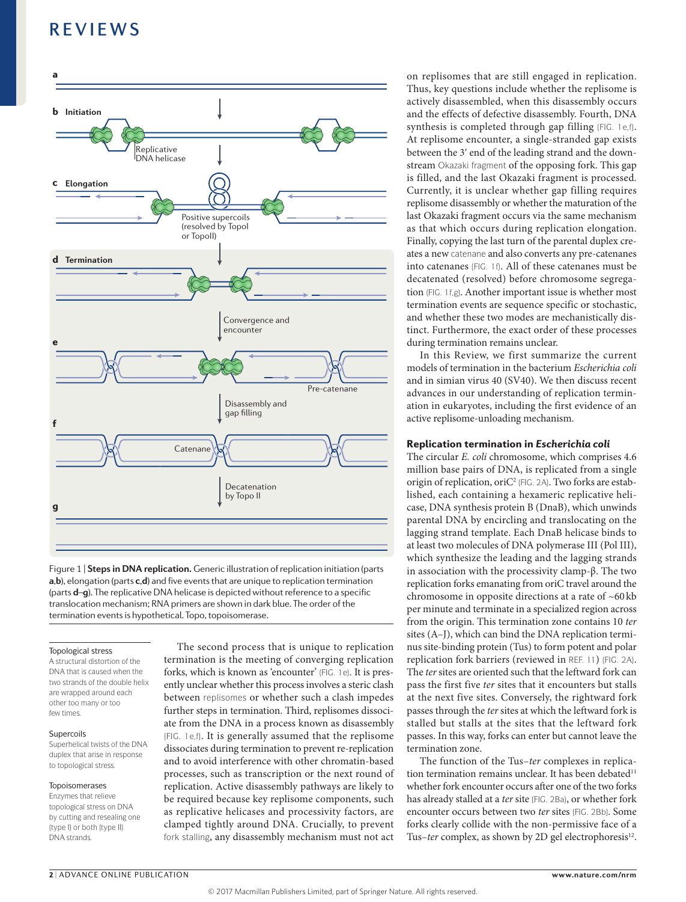Figure 1 | **Steps in DNA replication.** Generic illustration of replication initiation (parts **a**,**b**), elongation (parts **c**,**d**) and five events that are unique to replication termination (parts **d**–**g**). The replicative DNA helicase is depicted without reference to a specific translocation mechanism; RNA primers are shown in dark blue. The order of the termination events is hypothetical. Topo, topoisomerase.

> **Topological stress**
> A structural distortion of the DNA that is caused when the two strands of the double helix are wrapped around each other too many or too few times.
>
> **Supercoils**
> Superhelical twists of the DNA duplex that arise in response to topological stress.
>
> **Topoisomerases**
> Enzymes that relieve topological stress on DNA by cutting and resealing one (type I) or both (type II) DNA strands.

The second process that is unique to replication termination is the meeting of converging replication forks, which is known as 'encounter' (FIG. 1e). It is presently unclear whether this process involves a steric clash between replisomes or whether such a clash impedes further steps in termination. Third, replisomes dissociate from the DNA in a process known as disassembly (FIG. 1e,f). It is generally assumed that the replisome dissociates during termination to prevent re-replication and to avoid interference with other chromatin-based processes, such as transcription or the next round of replication. Active disassembly pathways are likely to be required because key replisome components, such as replicative helicases and processivity factors, are clamped tightly around DNA. Crucially, to prevent fork stalling, any disassembly mechanism must not act on replisomes that are still engaged in replication. Thus, key questions include whether the replisome is actively disassembled, when this disassembly occurs and the effects of defective disassembly. Fourth, DNA synthesis is completed through gap filling (FIG. 1e,f). At replisome encounter, a single-stranded gap exists between the 3′ end of the leading strand and the downstream Okazaki fragment of the opposing fork. This gap is filled, and the last Okazaki fragment is processed. Currently, it is unclear whether gap filling requires replisome disassembly or whether the maturation of the last Okazaki fragment occurs via the same mechanism as that which occurs during replication elongation. Finally, copying the last turn of the parental duplex creates a new catenane and also converts any pre-catenanes into catenanes (FIG. 1f). All of these catenanes must be decatenated (resolved) before chromosome segregation (FIG. 1f,g). Another important issue is whether most termination events are sequence specific or stochastic, and whether these two modes are mechanistically distinct. Furthermore, the exact order of these processes during termination remains unclear.

In this Review, we first summarize the current models of termination in the bacterium *Escherichia coli* and in simian virus 40 (SV40). We then discuss recent advances in our understanding of replication termination in eukaryotes, including the first evidence of an active replisome-unloading mechanism.

### Replication termination in *Escherichia coli*

The circular *E. coli* chromosome, which comprises 4.6 million base pairs of DNA, is replicated from a single origin of replication, oriC[2] (FIG. 2A). Two forks are established, each containing a hexameric replicative helicase, DNA synthesis protein B (DnaB), which unwinds parental DNA by encircling and translocating on the lagging strand template. Each DnaB helicase binds to at least two molecules of DNA polymerase III (Pol III), which synthesize the leading and the lagging strands in association with the processivity clamp-β. The two replication forks emanating from oriC travel around the chromosome in opposite directions at a rate of ~60 kb per minute and terminate in a specialized region across from the origin. This termination zone contains 10 *ter* sites (A–J), which can bind the DNA replication terminus site-binding protein (Tus) to form potent and polar replication fork barriers (reviewed in REF. 11) (FIG. 2A). The *ter* sites are oriented such that the leftward fork can pass the first five *ter* sites that it encounters but stalls at the next five sites. Conversely, the rightward fork passes through the *ter* sites at which the leftward fork is stalled but stalls at the sites that the leftward fork passes. In this way, forks can enter but cannot leave the termination zone.

The function of the Tus–*ter* complexes in replication termination remains unclear. It has been debated[11] whether fork encounter occurs after one of the two forks has already stalled at a *ter* site (FIG. 2Ba), or whether fork encounter occurs between two *ter* sites (FIG. 2Bb). Some forks clearly collide with the non-permissive face of a Tus–*ter* complex, as shown by 2D gel electrophoresis[12].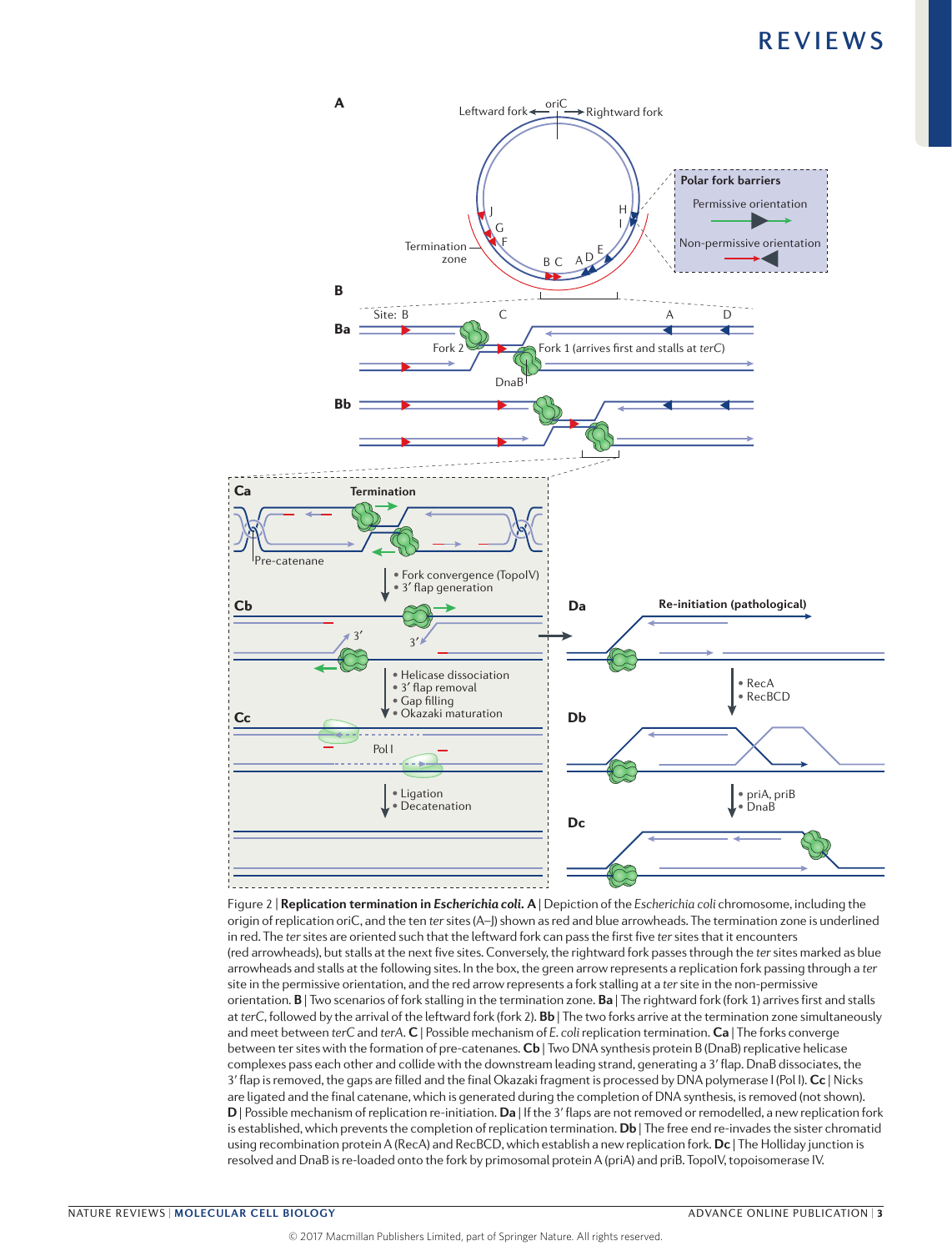Figure 2 | **Replication termination in *Escherichia coli*. A** | Depiction of the *Escherichia coli* chromosome, including the origin of replication oriC, and the ten *ter* sites (A–J) shown as red and blue arrowheads. The termination zone is underlined in red. The *ter* sites are oriented such that the leftward fork can pass the first five *ter* sites that it encounters (red arrowheads), but stalls at the next five sites. Conversely, the rightward fork passes through the *ter* sites marked as blue arrowheads and stalls at the following sites. In the box, the green arrow represents a replication fork passing through a *ter* site in the permissive orientation, and the red arrow represents a fork stalling at a *ter* site in the non-permissive orientation. **B** | Two scenarios of fork stalling in the termination zone. **Ba** | The rightward fork (fork 1) arrives first and stalls at *terC*, followed by the arrival of the leftward fork (fork 2). **Bb** | The two forks arrive at the termination zone simultaneously and meet between *terC* and *terA*. **C** | Possible mechanism of *E. coli* replication termination. **Ca** | The forks converge between ter sites with the formation of pre-catenanes. **Cb** | Two DNA synthesis protein B (DnaB) replicative helicase complexes pass each other and collide with the downstream leading strand, generating a 3′ flap. DnaB dissociates, the 3′ flap is removed, the gaps are filled and the final Okazaki fragment is processed by DNA polymerase I (Pol I). **Cc** | Nicks are ligated and the final catenane, which is generated during the completion of DNA synthesis, is removed (not shown). **D** | Possible mechanism of replication re-initiation. **Da** | If the 3′ flaps are not removed or remodelled, a new replication fork is established, which prevents the completion of replication termination. **Db** | The free end re-invades the sister chromatid using recombination protein A (RecA) and RecBCD, which establish a new replication fork. **Dc** | The Holliday junction is resolved and DnaB is re-loaded onto the fork by primosomal protein A (priA) and priB. TopoIV, topoisomerase IV.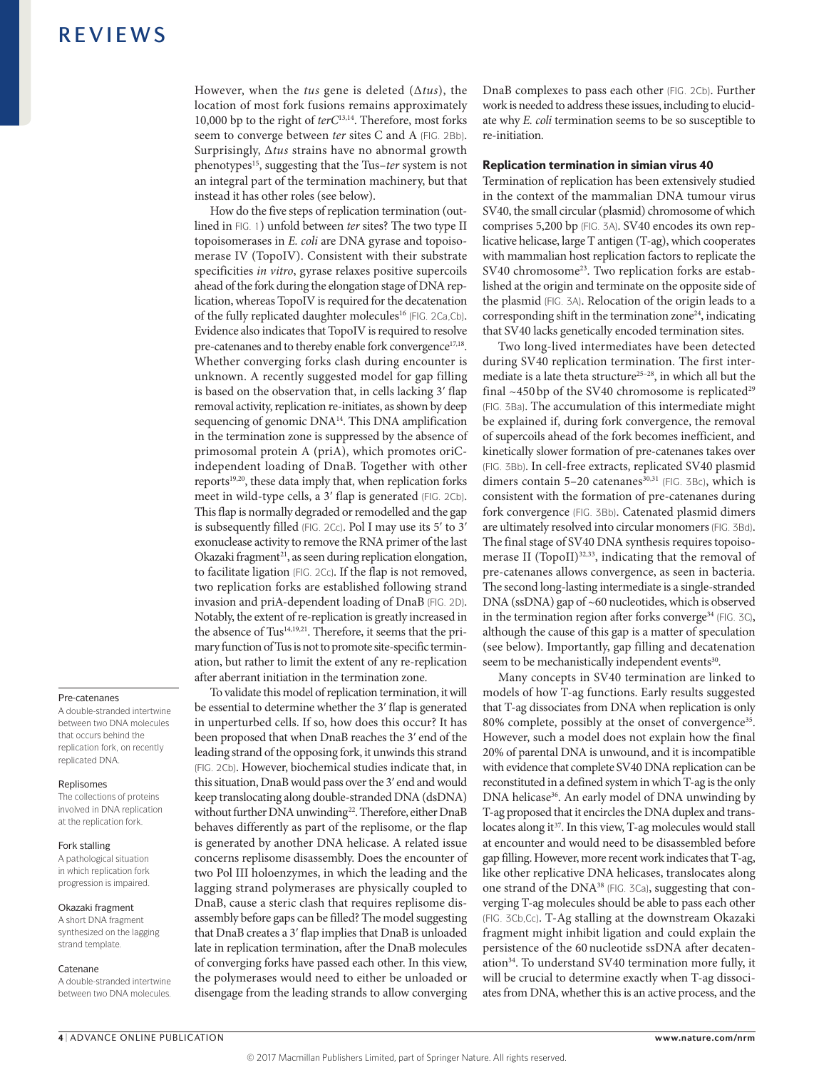However, when the *tus* gene is deleted (Δ*tus*), the location of most fork fusions remains approximately 10,000 bp to the right of *terC*[13,14]. Therefore, most forks seem to converge between *ter* sites C and A (FIG. 2Bb). Surprisingly, Δ*tus* strains have no abnormal growth phenotypes[15], suggesting that the Tus–*ter* system is not an integral part of the termination machinery, but that instead it has other roles (see below).

How do the five steps of replication termination (outlined in FIG. 1) unfold between *ter* sites? The two type II topoisomerases in *E. coli* are DNA gyrase and topoisomerase IV (TopoIV). Consistent with their substrate specificities *in vitro*, gyrase relaxes positive supercoils ahead of the fork during the elongation stage of DNA replication, whereas TopoIV is required for the decatenation of the fully replicated daughter molecules[16] (FIG. 2Ca,Cb). Evidence also indicates that TopoIV is required to resolve pre-catenanes and to thereby enable fork convergence[17,18]. Whether converging forks clash during encounter is unknown. A recently suggested model for gap filling is based on the observation that, in cells lacking 3′ flap removal activity, replication re-initiates, as shown by deep sequencing of genomic DNA[14]. This DNA amplification in the termination zone is suppressed by the absence of primosomal protein A (priA), which promotes oriC-independent loading of DnaB. Together with other reports[19,20], these data imply that, when replication forks meet in wild-type cells, a 3′ flap is generated (FIG. 2Cb). This flap is normally degraded or remodelled and the gap is subsequently filled (FIG. 2Cc). Pol I may use its 5′ to 3′ exonuclease activity to remove the RNA primer of the last Okazaki fragment[21], as seen during replication elongation, to facilitate ligation (FIG. 2Cc). If the flap is not removed, two replication forks are established following strand invasion and priA-dependent loading of DnaB (FIG. 2D). Notably, the extent of re-replication is greatly increased in the absence of Tus[14,19,21]. Therefore, it seems that the primary function of Tus is not to promote site-specific termination, but rather to limit the extent of any re-replication after aberrant initiation in the termination zone.

To validate this model of replication termination, it will be essential to determine whether the 3′ flap is generated in unperturbed cells. If so, how does this occur? It has been proposed that when DnaB reaches the 3′ end of the leading strand of the opposing fork, it unwinds this strand (FIG. 2Cb). However, biochemical studies indicate that, in this situation, DnaB would pass over the 3′ end and would keep translocating along double-stranded DNA (dsDNA) without further DNA unwinding[22]. Therefore, either DnaB behaves differently as part of the replisome, or the flap is generated by another DNA helicase. A related issue concerns replisome disassembly. Does the encounter of two Pol III holoenzymes, in which the leading and the lagging strand polymerases are physically coupled to DnaB, cause a steric clash that requires replisome disassembly before gaps can be filled? The model suggesting that DnaB creates a 3′ flap implies that DnaB is unloaded late in replication termination, after the DnaB molecules of converging forks have passed each other. In this view, the polymerases would need to either be unloaded or disengage from the leading strands to allow converging DnaB complexes to pass each other (FIG. 2Cb). Further work is needed to address these issues, including to elucidate why *E. coli* termination seems to be so susceptible to re-initiation.

### Replication termination in simian virus 40

Termination of replication has been extensively studied in the context of the mammalian DNA tumour virus SV40, the small circular (plasmid) chromosome of which comprises 5,200 bp (FIG. 3A). SV40 encodes its own replicative helicase, large T antigen (T-ag), which cooperates with mammalian host replication factors to replicate the SV40 chromosome[23]. Two replication forks are established at the origin and terminate on the opposite side of the plasmid (FIG. 3A). Relocation of the origin leads to a corresponding shift in the termination zone[24], indicating that SV40 lacks genetically encoded termination sites.

Two long-lived intermediates have been detected during SV40 replication termination. The first intermediate is a late theta structure[25–28], in which all but the final ~450 bp of the SV40 chromosome is replicated[29] (FIG. 3Ba). The accumulation of this intermediate might be explained if, during fork convergence, the removal of supercoils ahead of the fork becomes inefficient, and kinetically slower formation of pre-catenanes takes over (FIG. 3Bb). In cell-free extracts, replicated SV40 plasmid dimers contain 5–20 catenanes[30,31] (FIG. 3Bc), which is consistent with the formation of pre-catenanes during fork convergence (FIG. 3Bb). Catenated plasmid dimers are ultimately resolved into circular monomers (FIG. 3Bd). The final stage of SV40 DNA synthesis requires topoisomerase II (TopoII)[32,33], indicating that the removal of pre-catenanes allows convergence, as seen in bacteria. The second long-lasting intermediate is a single-stranded DNA (ssDNA) gap of ~60 nucleotides, which is observed in the termination region after forks converge[34] (FIG. 3C), although the cause of this gap is a matter of speculation (see below). Importantly, gap filling and decatenation seem to be mechanistically independent events[30].

Many concepts in SV40 termination are linked to models of how T-ag functions. Early results suggested that T-ag dissociates from DNA when replication is only 80% complete, possibly at the onset of convergence[35]. However, such a model does not explain how the final 20% of parental DNA is unwound, and it is incompatible with evidence that complete SV40 DNA replication can be reconstituted in a defined system in which T-ag is the only DNA helicase[36]. An early model of DNA unwinding by T-ag proposed that it encircles the DNA duplex and translocates along it[37]. In this view, T-ag molecules would stall at encounter and would need to be disassembled before gap filling. However, more recent work indicates that T-ag, like other replicative DNA helicases, translocates along one strand of the DNA[38] (FIG. 3Ca), suggesting that converging T-ag molecules should be able to pass each other (FIG. 3Cb,Cc). T-Ag stalling at the downstream Okazaki fragment might inhibit ligation and could explain the persistence of the 60 nucleotide ssDNA after decatenation[34]. To understand SV40 termination more fully, it will be crucial to determine exactly when T-ag dissociates from DNA, whether this is an active process, and the

**Pre-catenanes**
A double-stranded intertwine between two DNA molecules that occurs behind the replication fork, on recently replicated DNA.

**Replisomes**
The collections of proteins involved in DNA replication at the replication fork.

**Fork stalling**
A pathological situation in which replication fork progression is impaired.

**Okazaki fragment**
A short DNA fragment synthesized on the lagging strand template.

**Catenane**
A double-stranded intertwine between two DNA molecules.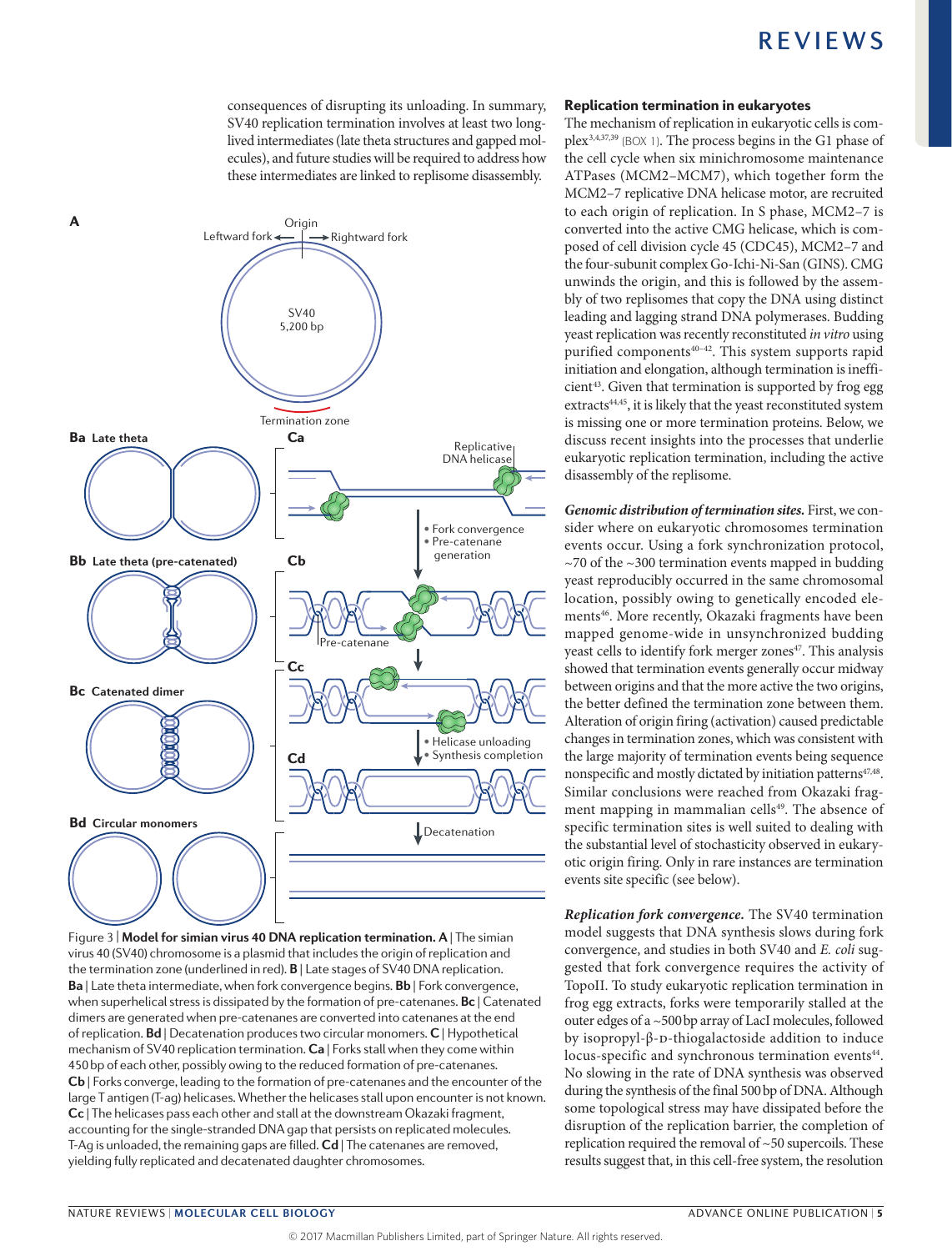consequences of disrupting its unloading. In summary, SV40 replication termination involves at least two long-lived intermediates (late theta structures and gapped molecules), and future studies will be required to address how these intermediates are linked to replisome disassembly.

Figure 3 | **Model for simian virus 40 DNA replication termination. A** | The simian virus 40 (SV40) chromosome is a plasmid that includes the origin of replication and the termination zone (underlined in red). **B** | Late stages of SV40 DNA replication. **Ba** | Late theta intermediate, when fork convergence begins. **Bb** | Fork convergence, when superhelical stress is dissipated by the formation of pre-catenanes. **Bc** | Catenated dimers are generated when pre-catenanes are converted into catenanes at the end of replication. **Bd** | Decatenation produces two circular monomers. **C** | Hypothetical mechanism of SV40 replication termination. **Ca** | Forks stall when they come within 450 bp of each other, possibly owing to the reduced formation of pre-catenanes. **Cb** | Forks converge, leading to the formation of pre-catenanes and the encounter of the large T antigen (T-ag) helicases. Whether the helicases stall upon encounter is not known. **Cc** | The helicases pass each other and stall at the downstream Okazaki fragment, accounting for the single-stranded DNA gap that persists on replicated molecules. T-Ag is unloaded, the remaining gaps are filled. **Cd** | The catenanes are removed, yielding fully replicated and decatenated daughter chromosomes.

### Replication termination in eukaryotes

The mechanism of replication in eukaryotic cells is complex[3,4,37,39] (BOX 1). The process begins in the G1 phase of the cell cycle when six minichromosome maintenance ATPases (MCM2–MCM7), which together form the MCM2–7 replicative DNA helicase motor, are recruited to each origin of replication. In S phase, MCM2–7 is converted into the active CMG helicase, which is composed of cell division cycle 45 (CDC45), MCM2–7 and the four-subunit complex Go-Ichi-Ni-San (GINS). CMG unwinds the origin, and this is followed by the assembly of two replisomes that copy the DNA using distinct leading and lagging strand DNA polymerases. Budding yeast replication was recently reconstituted *in vitro* using purified components[40–42]. This system supports rapid initiation and elongation, although termination is inefficient[43]. Given that termination is supported by frog egg extracts[44,45], it is likely that the yeast reconstituted system is missing one or more termination proteins. Below, we discuss recent insights into the processes that underlie eukaryotic replication termination, including the active disassembly of the replisome.

***Genomic distribution of termination sites.*** First, we consider where on eukaryotic chromosomes termination events occur. Using a fork synchronization protocol, ~70 of the ~300 termination events mapped in budding yeast reproducibly occurred in the same chromosomal location, possibly owing to genetically encoded elements[46]. More recently, Okazaki fragments have been mapped genome-wide in unsynchronized budding yeast cells to identify fork merger zones[47]. This analysis showed that termination events generally occur midway between origins and that the more active the two origins, the better defined the termination zone between them. Alteration of origin firing (activation) caused predictable changes in termination zones, which was consistent with the large majority of termination events being sequence nonspecific and mostly dictated by initiation patterns[47,48]. Similar conclusions were reached from Okazaki fragment mapping in mammalian cells[49]. The absence of specific termination sites is well suited to dealing with the substantial level of stochasticity observed in eukaryotic origin firing. Only in rare instances are termination events site specific (see below).

***Replication fork convergence.*** The SV40 termination model suggests that DNA synthesis slows during fork convergence, and studies in both SV40 and *E. coli* suggested that fork convergence requires the activity of TopoII. To study eukaryotic replication termination in frog egg extracts, forks were temporarily stalled at the outer edges of a ~500 bp array of LacI molecules, followed by isopropyl-β-D-thiogalactoside addition to induce locus-specific and synchronous termination events[44]. No slowing in the rate of DNA synthesis was observed during the synthesis of the final 500 bp of DNA. Although some topological stress may have dissipated before the disruption of the replication barrier, the completion of replication required the removal of ~50 supercoils. These results suggest that, in this cell-free system, the resolution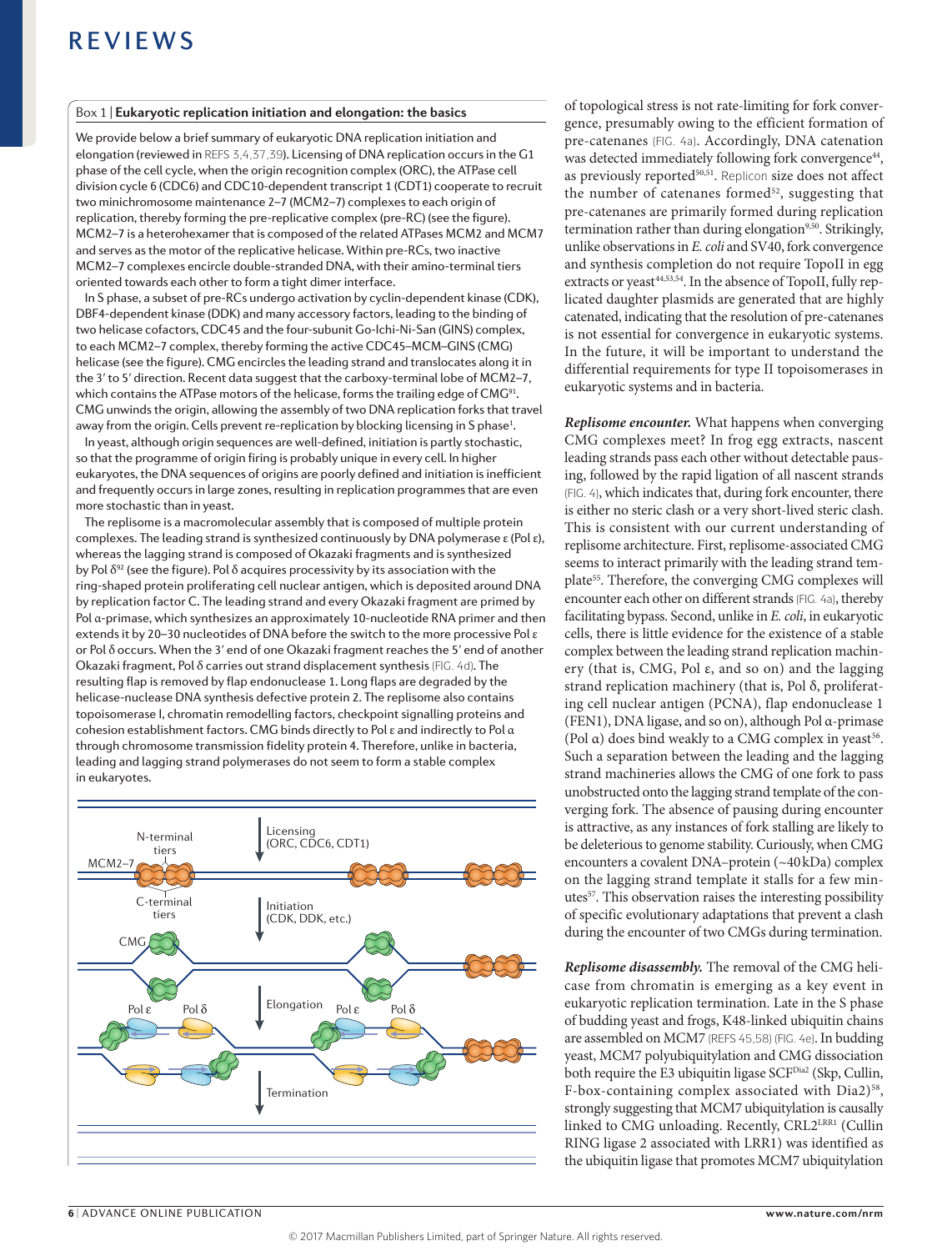### Box 1 | Eukaryotic replication initiation and elongation: the basics

We provide below a brief summary of eukaryotic DNA replication initiation and elongation (reviewed in REFS 3,4,37,39). Licensing of DNA replication occurs in the G1 phase of the cell cycle, when the origin recognition complex (ORC), the ATPase cell division cycle 6 (CDC6) and CDC10-dependent transcript 1 (CDT1) cooperate to recruit two minichromosome maintenance 2–7 (MCM2–7) complexes to each origin of replication, thereby forming the pre-replicative complex (pre-RC) (see the figure). MCM2–7 is a heterohexamer that is composed of the related ATPases MCM2 and MCM7 and serves as the motor of the replicative helicase. Within pre-RCs, two inactive MCM2–7 complexes encircle double-stranded DNA, with their amino-terminal tiers oriented towards each other to form a tight dimer interface.

In S phase, a subset of pre-RCs undergo activation by cyclin-dependent kinase (CDK), DBF4-dependent kinase (DDK) and many accessory factors, leading to the binding of two helicase cofactors, CDC45 and the four-subunit Go-Ichi-Ni-San (GINS) complex, to each MCM2–7 complex, thereby forming the active CDC45–MCM–GINS (CMG) helicase (see the figure). CMG encircles the leading strand and translocates along it in the 3′ to 5′ direction. Recent data suggest that the carboxy-terminal lobe of MCM2–7, which contains the ATPase motors of the helicase, forms the trailing edge of CMG[91]. CMG unwinds the origin, allowing the assembly of two DNA replication forks that travel away from the origin. Cells prevent re-replication by blocking licensing in S phase[1].

In yeast, although origin sequences are well-defined, initiation is partly stochastic, so that the programme of origin firing is probably unique in every cell. In higher eukaryotes, the DNA sequences of origins are poorly defined and initiation is inefficient and frequently occurs in large zones, resulting in replication programmes that are even more stochastic than in yeast.

The replisome is a macromolecular assembly that is composed of multiple protein complexes. The leading strand is synthesized continuously by DNA polymerase ε (Pol ε), whereas the lagging strand is composed of Okazaki fragments and is synthesized by Pol δ[92] (see the figure). Pol δ acquires processivity by its association with the ring-shaped protein proliferating cell nuclear antigen, which is deposited around DNA by replication factor C. The leading strand and every Okazaki fragment are primed by Pol α-primase, which synthesizes an approximately 10-nucleotide RNA primer and then extends it by 20–30 nucleotides of DNA before the switch to the more processive Pol ε or Pol δ occurs. When the 3′ end of one Okazaki fragment reaches the 5′ end of another Okazaki fragment, Pol δ carries out strand displacement synthesis (FIG. 4d). The resulting flap is removed by flap endonuclease 1. Long flaps are degraded by the helicase-nuclease DNA synthesis defective protein 2. The replisome also contains topoisomerase I, chromatin remodelling factors, checkpoint signalling proteins and cohesion establishment factors. CMG binds directly to Pol ε and indirectly to Pol α through chromosome transmission fidelity protein 4. Therefore, unlike in bacteria, leading and lagging strand polymerases do not seem to form a stable complex in eukaryotes.

of topological stress is not rate-limiting for fork convergence, presumably owing to the efficient formation of pre-catenanes (FIG. 4a). Accordingly, DNA catenation was detected immediately following fork convergence[44], as previously reported[50,51]. Replicon size does not affect the number of catenanes formed[52], suggesting that pre-catenanes are primarily formed during replication termination rather than during elongation[9,50]. Strikingly, unlike observations in *E. coli* and SV40, fork convergence and synthesis completion do not require TopoII in egg extracts or yeast[44,53,54]. In the absence of TopoII, fully replicated daughter plasmids are generated that are highly catenated, indicating that the resolution of pre-catenanes is not essential for convergence in eukaryotic systems. In the future, it will be important to understand the differential requirements for type II topoisomerases in eukaryotic systems and in bacteria.

***Replisome encounter.*** What happens when converging CMG complexes meet? In frog egg extracts, nascent leading strands pass each other without detectable pausing, followed by the rapid ligation of all nascent strands (FIG. 4), which indicates that, during fork encounter, there is either no steric clash or a very short-lived steric clash. This is consistent with our current understanding of replisome architecture. First, replisome-associated CMG seems to interact primarily with the leading strand template[55]. Therefore, the converging CMG complexes will encounter each other on different strands (FIG. 4a), thereby facilitating bypass. Second, unlike in *E. coli*, in eukaryotic cells, there is little evidence for the existence of a stable complex between the leading strand replication machinery (that is, CMG, Pol ε, and so on) and the lagging strand replication machinery (that is, Pol δ, proliferating cell nuclear antigen (PCNA), flap endonuclease 1 (FEN1), DNA ligase, and so on), although Pol α-primase (Pol α) does bind weakly to a CMG complex in yeast[56]. Such a separation between the leading and the lagging strand machineries allows the CMG of one fork to pass unobstructed onto the lagging strand template of the converging fork. The absence of pausing during encounter is attractive, as any instances of fork stalling are likely to be deleterious to genome stability. Curiously, when CMG encounters a covalent DNA–protein (~40 kDa) complex on the lagging strand template it stalls for a few minutes[57]. This observation raises the interesting possibility of specific evolutionary adaptations that prevent a clash during the encounter of two CMGs during termination.

***Replisome disassembly.*** The removal of the CMG helicase from chromatin is emerging as a key event in eukaryotic replication termination. Late in the S phase of budding yeast and frogs, K48-linked ubiquitin chains are assembled on MCM7 (REFS 45,58) (FIG. 4e). In budding yeast, MCM7 polyubiquitylation and CMG dissociation both require the E3 ubiquitin ligase SCF[Dia2] (Skp, Cullin, F-box-containing complex associated with Dia2)[58], strongly suggesting that MCM7 ubiquitylation is causally linked to CMG unloading. Recently, CRL2[LRR1] (Cullin RING ligase 2 associated with LRR1) was identified as the ubiquitin ligase that promotes MCM7 ubiquitylation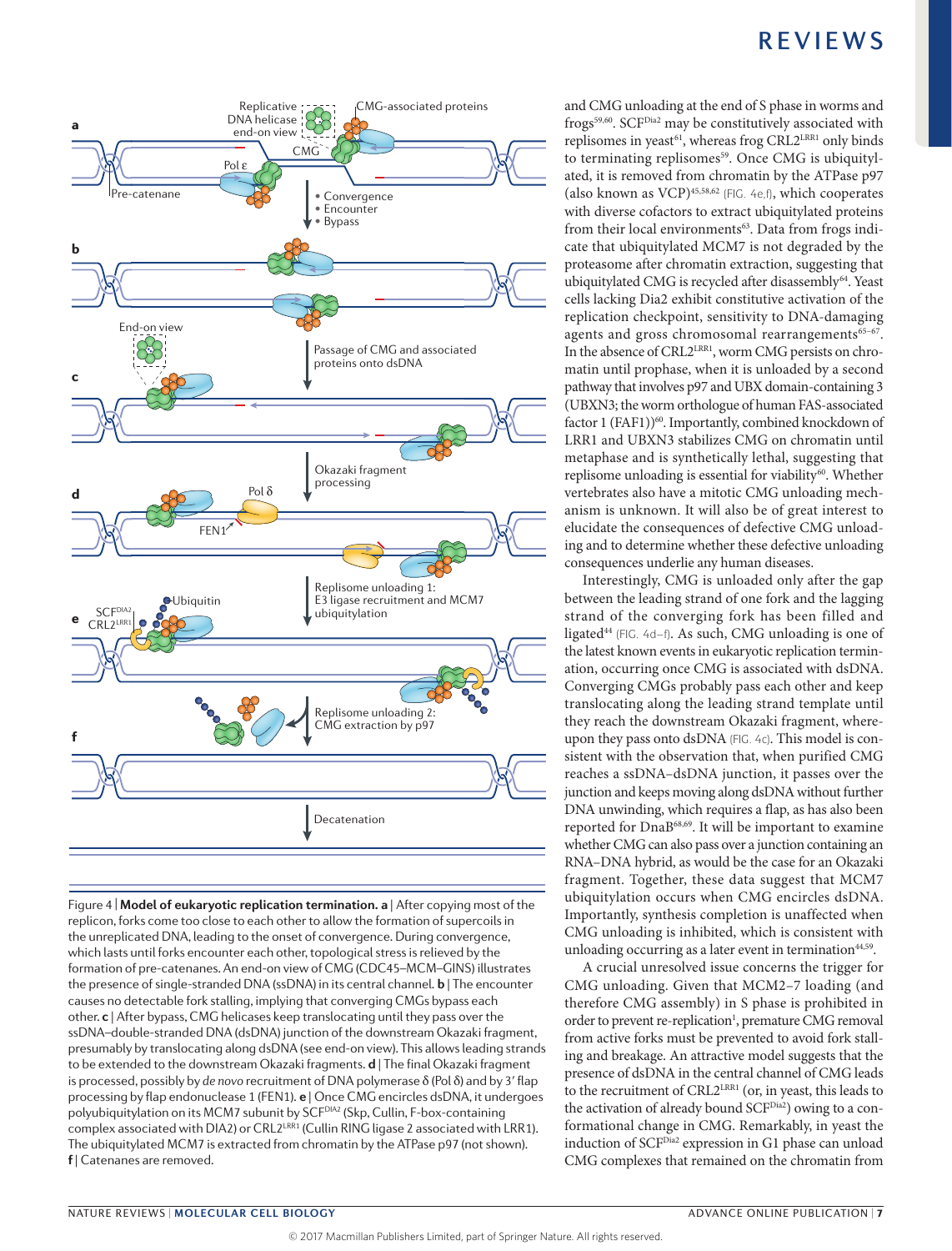Figure 4 | **Model of eukaryotic replication termination. a** | After copying most of the replicon, forks come too close to each other to allow the formation of supercoils in the unreplicated DNA, leading to the onset of convergence. During convergence, which lasts until forks encounter each other, topological stress is relieved by the formation of pre-catenanes. An end-on view of CMG (CDC45–MCM–GINS) illustrates the presence of single-stranded DNA (ssDNA) in its central channel. **b** | The encounter causes no detectable fork stalling, implying that converging CMGs bypass each other. **c** | After bypass, CMG helicases keep translocating until they pass over the ssDNA–double-stranded DNA (dsDNA) junction of the downstream Okazaki fragment, presumably by translocating along dsDNA (see end-on view). This allows leading strands to be extended to the downstream Okazaki fragments. **d** | The final Okazaki fragment is processed, possibly by *de novo* recruitment of DNA polymerase δ (Pol δ) and by 3′ flap processing by flap endonuclease 1 (FEN1). **e** | Once CMG encircles dsDNA, it undergoes polyubiquitylation on its MCM7 subunit by SCF$^{DIA2}$ (Skp, Cullin, F-box-containing complex associated with DIA2) or CRL2$^{LRR1}$ (Cullin RING ligase 2 associated with LRR1). The ubiquitylated MCM7 is extracted from chromatin by the ATPase p97 (not shown). **f** | Catenanes are removed.

and CMG unloading at the end of S phase in worms and frogs[59,60]. SCF$^{Dia2}$ may be constitutively associated with replisomes in yeast[61], whereas frog CRL2$^{LRR1}$ only binds to terminating replisomes[59]. Once CMG is ubiquitylated, it is removed from chromatin by the ATPase p97 (also known as VCP)[45,58,62] (FIG. 4e,f), which cooperates with diverse cofactors to extract ubiquitylated proteins from their local environments[63]. Data from frogs indicate that ubiquitylated MCM7 is not degraded by the proteasome after chromatin extraction, suggesting that ubiquitylated CMG is recycled after disassembly[64]. Yeast cells lacking Dia2 exhibit constitutive activation of the replication checkpoint, sensitivity to DNA-damaging agents and gross chromosomal rearrangements[65–67]. In the absence of CRL2$^{LRR1}$, worm CMG persists on chromatin until prophase, when it is unloaded by a second pathway that involves p97 and UBX domain-containing 3 (UBXN3; the worm orthologue of human FAS-associated factor 1 (FAF1))[60]. Importantly, combined knockdown of LRR1 and UBXN3 stabilizes CMG on chromatin until metaphase and is synthetically lethal, suggesting that replisome unloading is essential for viability[60]. Whether vertebrates also have a mitotic CMG unloading mechanism is unknown. It will also be of great interest to elucidate the consequences of defective CMG unloading and to determine whether these defective unloading consequences underlie any human diseases.

Interestingly, CMG is unloaded only after the gap between the leading strand of one fork and the lagging strand of the converging fork has been filled and ligated[44] (FIG. 4d–f). As such, CMG unloading is one of the latest known events in eukaryotic replication termination, occurring once CMG is associated with dsDNA. Converging CMGs probably pass each other and keep translocating along the leading strand template until they reach the downstream Okazaki fragment, whereupon they pass onto dsDNA (FIG. 4c). This model is consistent with the observation that, when purified CMG reaches a ssDNA–dsDNA junction, it passes over the junction and keeps moving along dsDNA without further DNA unwinding, which requires a flap, as has also been reported for DnaB[68,69]. It will be important to examine whether CMG can also pass over a junction containing an RNA–DNA hybrid, as would be the case for an Okazaki fragment. Together, these data suggest that MCM7 ubiquitylation occurs when CMG encircles dsDNA. Importantly, synthesis completion is unaffected when CMG unloading is inhibited, which is consistent with unloading occurring as a later event in termination[44,59].

A crucial unresolved issue concerns the trigger for CMG unloading. Given that MCM2–7 loading (and therefore CMG assembly) in S phase is prohibited in order to prevent re-replication[1], premature CMG removal from active forks must be prevented to avoid fork stalling and breakage. An attractive model suggests that the presence of dsDNA in the central channel of CMG leads to the recruitment of CRL2$^{LRR1}$ (or, in yeast, this leads to the activation of already bound SCF$^{Dia2}$) owing to a conformational change in CMG. Remarkably, in yeast the induction of SCF$^{Dia2}$ expression in G1 phase can unload CMG complexes that remained on the chromatin from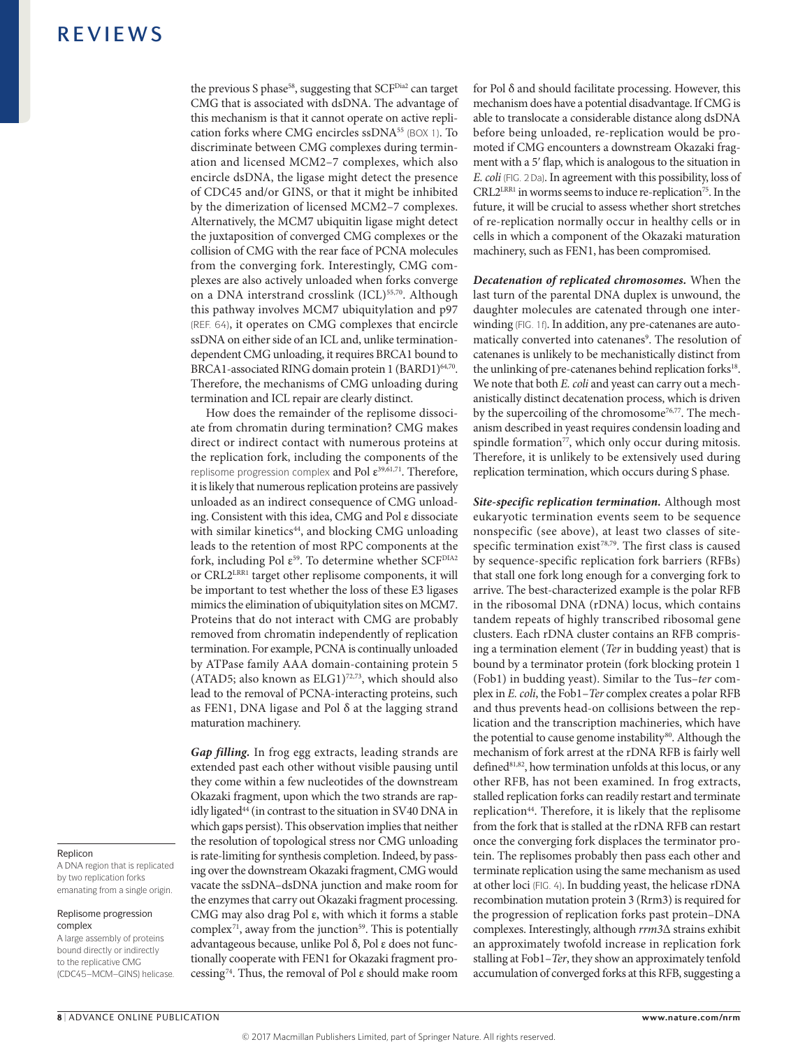the previous S phase[58], suggesting that SCF[Dia2] can target CMG that is associated with dsDNA. The advantage of this mechanism is that it cannot operate on active replication forks where CMG encircles ssDNA[55] (BOX 1). To discriminate between CMG complexes during termination and licensed MCM2–7 complexes, which also encircle dsDNA, the ligase might detect the presence of CDC45 and/or GINS, or that it might be inhibited by the dimerization of licensed MCM2–7 complexes. Alternatively, the MCM7 ubiquitin ligase might detect the juxtaposition of converged CMG complexes or the collision of CMG with the rear face of PCNA molecules from the converging fork. Interestingly, CMG complexes are also actively unloaded when forks converge on a DNA interstrand crosslink (ICL)[55,70]. Although this pathway involves MCM7 ubiquitylation and p97 (REF. 64), it operates on CMG complexes that encircle ssDNA on either side of an ICL and, unlike termination-dependent CMG unloading, it requires BRCA1 bound to BRCA1-associated RING domain protein 1 (BARD1)[64,70]. Therefore, the mechanisms of CMG unloading during termination and ICL repair are clearly distinct.

How does the remainder of the replisome dissociate from chromatin during termination? CMG makes direct or indirect contact with numerous proteins at the replication fork, including the components of the replisome progression complex and Pol ε[39,61,71]. Therefore, it is likely that numerous replication proteins are passively unloaded as an indirect consequence of CMG unloading. Consistent with this idea, CMG and Pol ε dissociate with similar kinetics[44], and blocking CMG unloading leads to the retention of most RPC components at the fork, including Pol ε[59]. To determine whether SCF[DIA2] or CRL2[LRR1] target other replisome components, it will be important to test whether the loss of these E3 ligases mimics the elimination of ubiquitylation sites on MCM7. Proteins that do not interact with CMG are probably removed from chromatin independently of replication termination. For example, PCNA is continually unloaded by ATPase family AAA domain-containing protein 5 (ATAD5; also known as ELG1)[72,73], which should also lead to the removal of PCNA-interacting proteins, such as FEN1, DNA ligase and Pol δ at the lagging strand maturation machinery.

**Gap filling.** In frog egg extracts, leading strands are extended past each other without visible pausing until they come within a few nucleotides of the downstream Okazaki fragment, upon which the two strands are rapidly ligated[44] (in contrast to the situation in SV40 DNA in which gaps persist). This observation implies that neither the resolution of topological stress nor CMG unloading is rate-limiting for synthesis completion. Indeed, by passing over the downstream Okazaki fragment, CMG would vacate the ssDNA–dsDNA junction and make room for the enzymes that carry out Okazaki fragment processing. CMG may also drag Pol ε, with which it forms a stable complex[71], away from the junction[59]. This is potentially advantageous because, unlike Pol δ, Pol ε does not functionally cooperate with FEN1 for Okazaki fragment processing[74]. Thus, the removal of Pol ε should make room for Pol δ and should facilitate processing. However, this mechanism does have a potential disadvantage. If CMG is able to translocate a considerable distance along dsDNA before being unloaded, re-replication would be promoted if CMG encounters a downstream Okazaki fragment with a 5′ flap, which is analogous to the situation in *E. coli* (FIG. 2Da). In agreement with this possibility, loss of CRL2[LRR1] in worms seems to induce re-replication[75]. In the future, it will be crucial to assess whether short stretches of re-replication normally occur in healthy cells or in cells in which a component of the Okazaki maturation machinery, such as FEN1, has been compromised.

**Decatenation of replicated chromosomes.** When the last turn of the parental DNA duplex is unwound, the daughter molecules are catenated through one interwinding (FIG. 1f). In addition, any pre-catenanes are automatically converted into catenanes[9]. The resolution of catenanes is unlikely to be mechanistically distinct from the unlinking of pre-catenanes behind replication forks[18]. We note that both *E. coli* and yeast can carry out a mechanistically distinct decatenation process, which is driven by the supercoiling of the chromosome[76,77]. The mechanism described in yeast requires condensin loading and spindle formation[77], which only occur during mitosis. Therefore, it is unlikely to be extensively used during replication termination, which occurs during S phase.

**Site-specific replication termination.** Although most eukaryotic termination events seem to be sequence nonspecific (see above), at least two classes of site-specific termination exist[78,79]. The first class is caused by sequence-specific replication fork barriers (RFBs) that stall one fork long enough for a converging fork to arrive. The best-characterized example is the polar RFB in the ribosomal DNA (rDNA) locus, which contains tandem repeats of highly transcribed ribosomal gene clusters. Each rDNA cluster contains an RFB comprising a termination element (*Ter* in budding yeast) that is bound by a terminator protein (fork blocking protein 1 (Fob1) in budding yeast). Similar to the Tus–*ter* complex in *E. coli*, the Fob1–*Ter* complex creates a polar RFB and thus prevents head-on collisions between the replication and the transcription machineries, which have the potential to cause genome instability[80]. Although the mechanism of fork arrest at the rDNA RFB is fairly well defined[81,82], how termination unfolds at this locus, or any other RFB, has not been examined. In frog extracts, stalled replication forks can readily restart and terminate replication[44]. Therefore, it is likely that the replisome from the fork that is stalled at the rDNA RFB can restart once the converging fork displaces the terminator protein. The replisomes probably then pass each other and terminate replication using the same mechanism as used at other loci (FIG. 4). In budding yeast, the helicase rDNA recombination mutation protein 3 (Rrm3) is required for the progression of replication forks past protein–DNA complexes. Interestingly, although *rrm3*Δ strains exhibit an approximately twofold increase in replication fork stalling at Fob1–*Ter*, they show an approximately tenfold accumulation of converged forks at this RFB, suggesting a

**Replicon**
A DNA region that is replicated by two replication forks emanating from a single origin.

**Replisome progression complex**
A large assembly of proteins bound directly or indirectly to the replicative CMG (CDC45–MCM–GINS) helicase.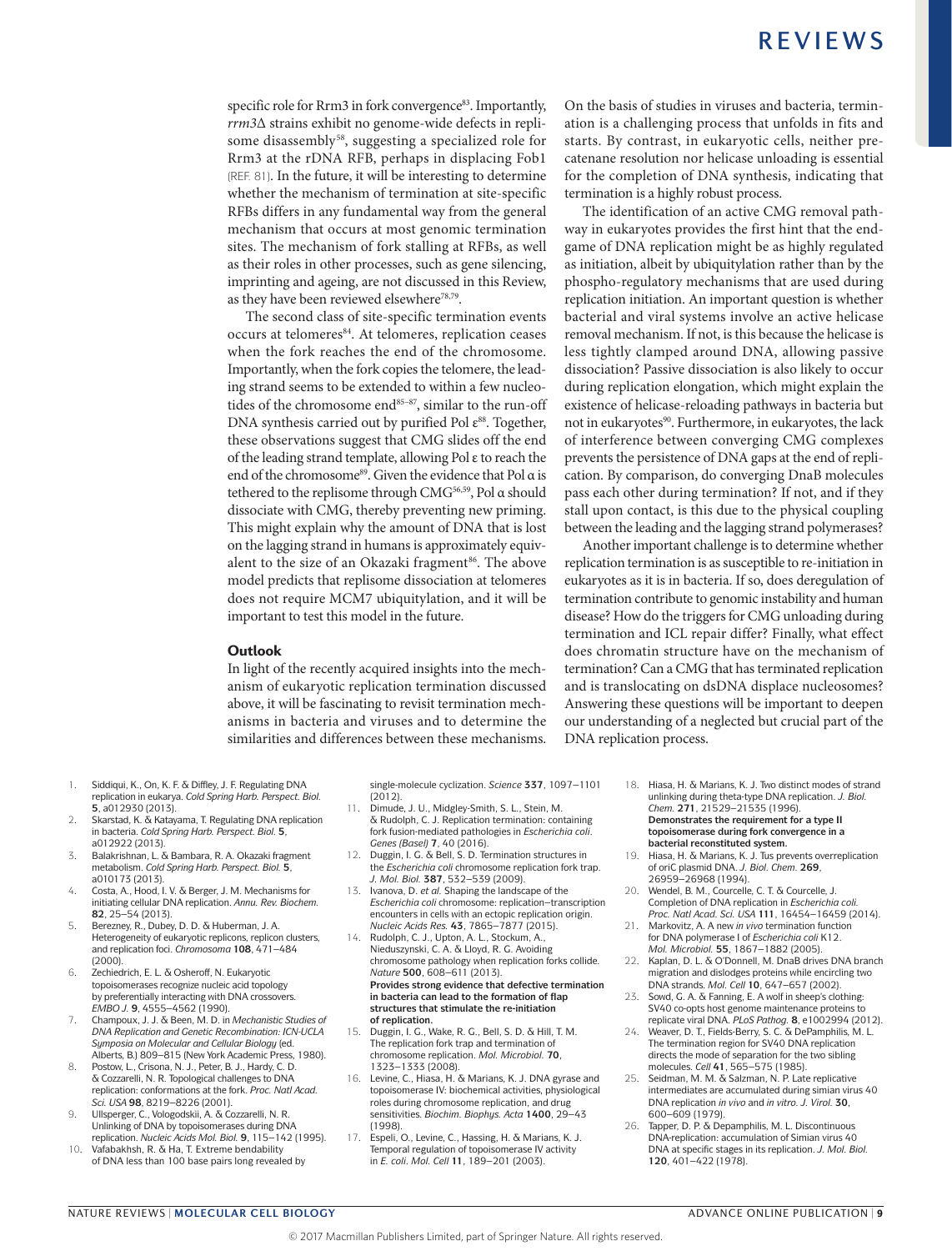specific role for Rrm3 in fork convergence[83]. Importantly, *rrm3*Δ strains exhibit no genome-wide defects in replisome disassembly[58], suggesting a specialized role for Rrm3 at the rDNA RFB, perhaps in displacing Fob1 (REF. 81). In the future, it will be interesting to determine whether the mechanism of termination at site-specific RFBs differs in any fundamental way from the general mechanism that occurs at most genomic termination sites. The mechanism of fork stalling at RFBs, as well as their roles in other processes, such as gene silencing, imprinting and ageing, are not discussed in this Review, as they have been reviewed elsewhere[78,79].

The second class of site-specific termination events occurs at telomeres[84]. At telomeres, replication ceases when the fork reaches the end of the chromosome. Importantly, when the fork copies the telomere, the leading strand seems to be extended to within a few nucleotides of the chromosome end[85–87], similar to the run-off DNA synthesis carried out by purified Pol ε[88]. Together, these observations suggest that CMG slides off the end of the leading strand template, allowing Pol ε to reach the end of the chromosome[89]. Given the evidence that Pol α is tethered to the replisome through CMG[56,59], Pol α should dissociate with CMG, thereby preventing new priming. This might explain why the amount of DNA that is lost on the lagging strand in humans is approximately equivalent to the size of an Okazaki fragment[86]. The above model predicts that replisome dissociation at telomeres does not require MCM7 ubiquitylation, and it will be important to test this model in the future.

## Outlook

In light of the recently acquired insights into the mechanism of eukaryotic replication termination discussed above, it will be fascinating to revisit termination mechanisms in bacteria and viruses and to determine the similarities and differences between these mechanisms. On the basis of studies in viruses and bacteria, termination is a challenging process that unfolds in fits and starts. By contrast, in eukaryotic cells, neither precatenane resolution nor helicase unloading is essential for the completion of DNA synthesis, indicating that termination is a highly robust process.

The identification of an active CMG removal pathway in eukaryotes provides the first hint that the endgame of DNA replication might be as highly regulated as initiation, albeit by ubiquitylation rather than by the phospho-regulatory mechanisms that are used during replication initiation. An important question is whether bacterial and viral systems involve an active helicase removal mechanism. If not, is this because the helicase is less tightly clamped around DNA, allowing passive dissociation? Passive dissociation is also likely to occur during replication elongation, which might explain the existence of helicase-reloading pathways in bacteria but not in eukaryotes[90]. Furthermore, in eukaryotes, the lack of interference between converging CMG complexes prevents the persistence of DNA gaps at the end of replication. By comparison, do converging DnaB molecules pass each other during termination? If not, and if they stall upon contact, is this due to the physical coupling between the leading and the lagging strand polymerases?

Another important challenge is to determine whether replication termination is as susceptible to re-initiation in eukaryotes as it is in bacteria. If so, does deregulation of termination contribute to genomic instability and human disease? How do the triggers for CMG unloading during termination and ICL repair differ? Finally, what effect does chromatin structure have on the mechanism of termination? Can a CMG that has terminated replication and is translocating on dsDNA displace nucleosomes? Answering these questions will be important to deepen our understanding of a neglected but crucial part of the DNA replication process.

1. Siddiqui, K., On, K. F. & Diffley, J. F. Regulating DNA replication in eukarya. *Cold Spring Harb. Perspect. Biol.* **5**, a012930 (2013).
2. Skarstad, K. & Katayama, T. Regulating DNA replication in bacteria. *Cold Spring Harb. Perspect. Biol.* **5**, a012922 (2013).
3. Balakrishnan, L. & Bambara, R. A. Okazaki fragment metabolism. *Cold Spring Harb. Perspect. Biol.* **5**, a010173 (2013).
4. Costa, A., Hood, I. V. & Berger, J. M. Mechanisms for initiating cellular DNA replication. *Annu. Rev. Biochem.* **82**, 25–54 (2013).
5. Berezney, R., Dubey, D. D. & Huberman, J. A. Heterogeneity of eukaryotic replicons, replicon clusters, and replication foci. *Chromosoma* **108**, 471–484 (2000).
6. Zechiedrich, E. L. & Osheroff, N. Eukaryotic topoisomerases recognize nucleic acid topology by preferentially interacting with DNA crossovers. *EMBO J.* **9**, 4555–4562 (1990).
7. Champoux, J. J. & Been, M. D. in *Mechanistic Studies of DNA Replication and Genetic Recombination: ICN-UCLA Symposia on Molecular and Cellular Biology* (ed. Alberts, B.) 809–815 (New York Academic Press, 1980).
8. Postow, L., Crisona, N. J., Peter, B. J., Hardy, C. D. & Cozzarelli, N. R. Topological challenges to DNA replication: conformations at the fork. *Proc. Natl Acad. Sci. USA* **98**, 8219–8226 (2001).
9. Ullsperger, C., Vologodskii, A. & Cozzarelli, N. R. Unlinking of DNA by topoisomerases during DNA replication. *Nucleic Acids Mol. Biol.* **9**, 115–142 (1995).
10. Vafabakhsh, R. & Ha, T. Extreme bendability of DNA less than 100 base pairs long revealed by single-molecule cyclization. *Science* **337**, 1097–1101 (2012).
11. Dimude, J. U., Midgley-Smith, S. L., Stein, M. & Rudolph, C. J. Replication termination: containing fork fusion-mediated pathologies in *Escherichia coli*. *Genes (Basel)* **7**, 40 (2016).
12. Duggin, I. G. & Bell, S. D. Termination structures in the *Escherichia coli* chromosome replication fork trap. *J. Mol. Biol.* **387**, 532–539 (2009).
13. Ivanova, D. *et al.* Shaping the landscape of the *Escherichia coli* chromosome: replication–transcription encounters in cells with an ectopic replication origin. *Nucleic Acids Res.* **43**, 7865–7877 (2015).
14. Rudolph, C. J., Upton, A. L., Stockum, A., Nieduszynski, C. A. & Lloyd, R. G. Avoiding chromosome pathology when replication forks collide. *Nature* **500**, 608–611 (2013).
**Provides strong evidence that defective termination in bacteria can lead to the formation of flap structures that stimulate the re-initiation of replication.**
15. Duggin, I. G., Wake, R. G., Bell, S. D. & Hill, T. M. The replication fork trap and termination of chromosome replication. *Mol. Microbiol.* **70**, 1323–1333 (2008).
16. Levine, C., Hiasa, H. & Marians, K. J. DNA gyrase and topoisomerase IV: biochemical activities, physiological roles during chromosome replication, and drug sensitivities. *Biochim. Biophys. Acta* **1400**, 29–43 (1998).
17. Espeli, O., Levine, C., Hassing, H. & Marians, K. J. Temporal regulation of topoisomerase IV activity in *E. coli*. *Mol. Cell* **11**, 189–201 (2003).
18. Hiasa, H. & Marians, K. J. Two distinct modes of strand unlinking during theta-type DNA replication. *J. Biol. Chem.* **271**, 21529–21535 (1996).
**Demonstrates the requirement for a type II topoisomerase during fork convergence in a bacterial reconstituted system.**
19. Hiasa, H. & Marians, K. J. Tus prevents overreplication of oriC plasmid DNA. *J. Biol. Chem.* **269**, 26959–26968 (1994).
20. Wendel, B. M., Courcelle, C. T. & Courcelle, J. Completion of DNA replication in *Escherichia coli*. *Proc. Natl Acad. Sci. USA* **111**, 16454–16459 (2014).
21. Markovitz, A. A new *in vivo* termination function for DNA polymerase I of *Escherichia coli* K12. *Mol. Microbiol.* **55**, 1867–1882 (2005).
22. Kaplan, D. L. & O'Donnell, M. DnaB drives DNA branch migration and dislodges proteins while encircling two DNA strands. *Mol. Cell* **10**, 647–657 (2002).
23. Sowd, G. A. & Fanning, E. A wolf in sheep's clothing: SV40 co-opts host genome maintenance proteins to replicate viral DNA. *PLoS Pathog.* **8**, e1002994 (2012).
24. Weaver, D. T., Fields-Berry, S. C. & DePamphilis, M. L. The termination region for SV40 DNA replication directs the mode of separation for the two sibling molecules. *Cell* **41**, 565–575 (1985).
25. Seidman, M. M. & Salzman, N. P. Late replicative intermediates are accumulated during simian virus 40 DNA replication *in vivo* and *in vitro*. *J. Virol.* **30**, 600–609 (1979).
26. Tapper, D. P. & Depamphilis, M. L. Discontinuous DNA-replication: accumulation of Simian virus 40 DNA at specific stages in its replication. *J. Mol. Biol.* **120**, 401–422 (1978).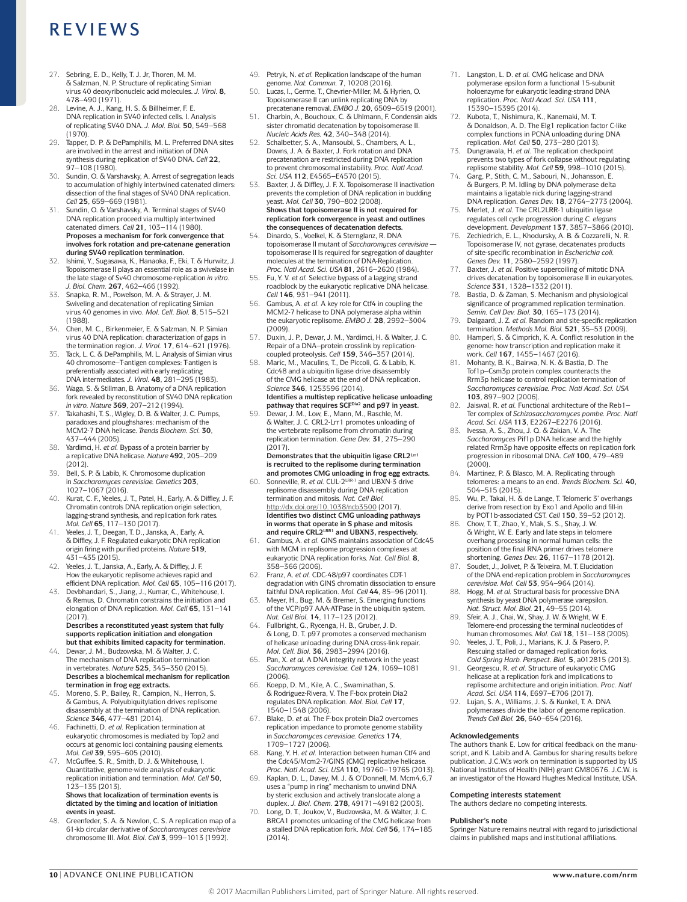27. Sebring, E. D., Kelly, T. J. Jr, Thoren, M. M. & Salzman, N. P. Structure of replicating Simian virus 40 deoxyribonucleic acid molecules. *J. Virol.* **8**, 478–490 (1971).
28. Levine, A. J., Kang, H. S. & Billheimer, F. E. DNA replication in SV40 infected cells. I. Analysis of replicating SV40 DNA. *J. Mol. Biol.* **50**, 549–568 (1970).
29. Tapper, D. P. & DePamphilis, M. L. Preferred DNA sites are involved in the arrest and initiation of DNA synthesis during replication of SV40 DNA. *Cell* **22**, 97–108 (1980).
30. Sundin, O. & Varshavsky, A. Arrest of segregation leads to accumulation of highly intertwined catenated dimers: dissection of the final stages of SV40 DNA replication. *Cell* **25**, 659–669 (1981).
31. Sundin, O. & Varshavsky, A. Terminal stages of SV40 DNA replication proceed via multiply intertwined catenated dimers. *Cell* **21**, 103–114 (1980).
**Proposes a mechanism for fork convergence that involves fork rotation and pre-catenane generation during SV40 replication termination.**
32. Ishimi, Y., Sugasawa, K., Hanaoka, F., Eki, T. & Hurwitz, J. Topoisomerase II plays an essential role as a swivelase in the late stage of Sv40 chromosome-replication *in vitro*. *J. Biol. Chem.* **267**, 462–466 (1992).
33. Snapka, R. M., Powelson, M. A. & Strayer, J. M. Swiveling and decatenation of replicating Simian virus 40 genomes in vivo. *Mol. Cell. Biol.* **8**, 515–521 (1988).
34. Chen, M. C., Birkenmeier, E. & Salzman, N. P. Simian virus 40 DNA replication: characterization of gaps in the termination region. *J. Virol.* **17**, 614–621 (1976).
35. Tack, L. C. & DePamphilis, M. L. Analysis of Simian virus 40 chromosome–T-antigen complexes: T-antigen is preferentially associated with early replicating DNA intermediates. *J. Virol.* **48**, 281–295 (1983).
36. Waga, S. & Stillman, B. Anatomy of a DNA replication fork revealed by reconstitution of SV40 DNA replication *in vitro*. *Nature* **369**, 207–212 (1994).
37. Takahashi, T. S., Wigley, D. B. & Walter, J. C. Pumps, paradoxes and ploughshares: mechanism of the MCM2-7 DNA helicase. *Trends Biochem. Sci.* **30**, 437–444 (2005).
38. Yardimci, H. *et al.* Bypass of a protein barrier by a replicative DNA helicase. *Nature* **492**, 205–209 (2012).
39. Bell, S. P. & Labib, K. Chromosome duplication in *Saccharomyces cerevisiae*. *Genetics* **203**, 1027–1067 (2016).
40. Kurat, C. F., Yeeles, J. T., Patel, H., Early, A. & Diffley, J. F. Chromatin controls DNA replication origin selection, lagging-strand synthesis, and replication fork rates. *Mol. Cell* **65**, 117–130 (2017).
41. Yeeles, J. T., Deegan, T. D., Janska, A., Early, A. & Diffley, J. F. Regulated eukaryotic DNA replication origin firing with purified proteins. *Nature* **519**, 431–435 (2015).
42. Yeeles, J. T., Janska, A., Early, A. & Diffley, J. F. How the eukaryotic replisome achieves rapid and efficient DNA replication. *Mol. Cell* **65**, 105–116 (2017).
43. Devbhandari, S., Jiang, J., Kumar, C., Whitehouse, I. & Remus, D. Chromatin constrains the initiation and elongation of DNA replication. *Mol. Cell* **65**, 131–141 (2017).
**Describes a reconstituted yeast system that fully supports replication initiation and elongation but that exhibits limited capacity for termination.**
44. Dewar, J. M., Budzowska, M. & Walter, J. C. The mechanism of DNA replication termination in vertebrates. *Nature* **525**, 345–350 (2015).
**Describes a biochemical mechanism for replication termination in frog egg extracts.**
45. Moreno, S. P., Bailey, R., Campion, N., Herron, S. & Gambus, A. Polyubiquitylation drives replisome disassembly at the termination of DNA replication. *Science* **346**, 477–481 (2014).
46. Fachinetti, D. *et al.* Replication termination at eukaryotic chromosomes is mediated by Top2 and occurs at genomic loci containing pausing elements. *Mol. Cell* **39**, 595–605 (2010).
47. McGuffee, S. R., Smith, D. J. & Whitehouse, I. Quantitative, genome-wide analysis of eukaryotic replication initiation and termination. *Mol. Cell* **50**, 123–135 (2013).
**Shows that localization of termination events is dictated by the timing and location of initiation events in yeast.**
48. Greenfeder, S. A. & Newlon, C. S. A replication map of a 61-kb circular derivative of *Saccharomyces cerevisiae* chromosome III. *Mol. Biol. Cell* **3**, 999–1013 (1992).
49. Petryk, N. *et al.* Replication landscape of the human genome. *Nat. Commun.* **7**, 10208 (2016).
50. Lucas, I., Germe, T., Chevrier-Miller, M. & Hyrien, O. Topoisomerase II can unlink replicating DNA by precatenane removal. *EMBO J.* **20**, 6509–6519 (2001).
51. Charbin, A., Bouchoux, C. & Uhlmann, F. Condensin aids sister chromatid decatenation by topoisomerase II. *Nucleic Acids Res.* **42**, 340–348 (2014).
52. Schalbetter, S. A., Mansoubi, S., Chambers, A. L., Downs, J. A. & Baxter, J. Fork rotation and DNA precatenation are restricted during DNA replication to prevent chromosomal instability. *Proc. Natl Acad. Sci. USA* **112**, E4565–E4570 (2015).
53. Baxter, J. & Diffley, J. F. X. Topoisomerase II inactivation prevents the completion of DNA replication in budding yeast. *Mol. Cell* **30**, 790–802 (2008).
**Shows that topoisomerase II is not required for replication fork convergence in yeast and outlines the consequences of decatenation defects.**
54. Dinardo, S., Voelkel, K. & Sternglanz, R. DNA topoisomerase II mutant of *Saccharomyces cerevisiae* — topoisomerase II is required for segregation of daughter molecules at the termination of DNA-Replication. *Proc. Natl Acad. Sci. USA* **81**, 2616–2620 (1984).
55. Fu, Y. V. *et al.* Selective bypass of a lagging strand roadblock by the eukaryotic replicative DNA helicase. *Cell* **146**, 931–941 (2011).
56. Gambus, A. *et al.* A key role for Ctf4 in coupling the MCM2-7 helicase to DNA polymerase alpha within the eukaryotic replisome. *EMBO J.* **28**, 2992–3004 (2009).
57. Duxin, J. P., Dewar, J. M., Yardimci, H. & Walter, J. C. Repair of a DNA–protein crosslink by replication-coupled proteolysis. *Cell* **159**, 346–357 (2014).
58. Maric, M., Maculins, T., De Piccoli, G. & Labib, K. Cdc48 and a ubiquitin ligase drive disassembly of the CMG helicase at the end of DNA replication. *Science* **346**, 1253596 (2014).
**Identifies a multistep replicative helicase unloading pathway that requires SCF[Dia2] and p97 in yeast.**
59. Dewar, J. M., Low, E., Mann, M., Raschle, M. & Walter, J. C. CRL2-Lrr1 promotes unloading of the vertebrate replisome from chromatin during replication termination. *Gene Dev.* **31**, 275–290 (2017).
**Demonstrates that the ubiquitin ligase CRL2[Lrr1] is recruited to the replisome during termination and promotes CMG unloading in frog egg extracts.**
60. Sonneville, R. *et al.* CUL-2[LRR-1] and UBXN-3 drive replisome disassembly during DNA replication termination and mitosis. *Nat. Cell Biol.* http://dx.doi.org/10.1038/ncb3500 (2017).
**Identifies two distinct CMG unloading pathways in worms that operate in S phase and mitosis and require CRL2[LRR1] and UBXN3, respectively.**
61. Gambus, A. *et al.* GINS maintains association of Cdc45 with MCM in replisome progression complexes at eukaryotic DNA replication forks. *Nat. Cell Biol.* **8**, 358–366 (2006).
62. Franz, A. *et al.* CDC-48/p97 coordinates CDT-1 degradation with GINS chromatin dissociation to ensure faithful DNA replication. *Mol. Cell* **44**, 85–96 (2011).
63. Meyer, H., Bug, M. & Bremer, S. Emerging functions of the VCP/p97 AAA-ATPase in the ubiquitin system. *Nat. Cell Biol.* **14**, 117–123 (2012).
64. Fullbright, G., Rycenga, H. B., Gruber, J. D. & Long, D. T. p97 promotes a conserved mechanism of helicase unloading during DNA cross-link repair. *Mol. Cell. Biol.* **36**, 2983–2994 (2016).
65. Pan, X. *et al.* A DNA integrity network in the yeast *Saccharomyces cerevisiae*. *Cell* **124**, 1069–1081 (2006).
66. Koepp, D. M., Kile, A. C., Swaminathan, S. & Rodriguez-Rivera, V. The F-box protein Dia2 regulates DNA replication. *Mol. Biol. Cell* **17**, 1540–1548 (2006).
67. Blake, D. *et al.* The F-box protein Dia2 overcomes replication impedance to promote genome stability in *Saccharomyces cerevisiae*. *Genetics* **174**, 1709–1727 (2006).
68. Kang, Y. H. *et al.* Interaction between human Ctf4 and the Cdc45/Mcm2-7/GINS (CMG) replicative helicase. *Proc. Natl Acad. Sci. USA* **110**, 19760–19765 (2013).
69. Kaplan, D. L., Davey, M. J. & O'Donnell, M. Mcm4,6,7 uses a "pump in ring" mechanism to unwind DNA by steric exclusion and actively translocate along a duplex. *J. Biol. Chem.* **278**, 49171–49182 (2003).
70. Long, D. T., Joukov, V., Budzowska, M. & Walter, J. C. BRCA1 promotes unloading of the CMG helicase from a stalled DNA replication fork. *Mol. Cell* **56**, 174–185 (2014).
71. Langston, L. D. *et al.* CMG helicase and DNA polymerase epsilon form a functional 15-subunit holoenzyme for eukaryotic leading-strand DNA replication. *Proc. Natl Acad. Sci. USA* **111**, 15390–15395 (2014).
72. Kubota, T., Nishimura, K., Kanemaki, M. T. & Donaldson, A. D. The Elg1 replication factor C-like complex functions in PCNA unloading during DNA replication. *Mol. Cell* **50**, 273–280 (2013).
73. Dungrawala, H. *et al.* The replication checkpoint prevents two types of fork collapse without regulating replisome stability. *Mol. Cell* **59**, 998–1010 (2015).
74. Garg, P., Stith, C. M., Sabouri, N., Johansson, E. & Burgers, P. M. Idling by DNA polymerase delta maintains a ligatable nick during lagging-strand DNA replication. *Genes Dev.* **18**, 2764–2773 (2004).
75. Merlet, J. *et al.* The CRL2LRR-1 ubiquitin ligase regulates cell cycle progression during *C. elegans* development. *Development* **137**, 3857–3866 (2010).
76. Zechiedrich, E. L., Khodursky, A. B. & Cozzarelli, N. R. Topoisomerase IV, not gyrase, decatenates products of site-specific recombination in *Escherichia coli*. *Genes Dev.* **11**, 2580–2592 (1997).
77. Baxter, J. *et al.* Positive supercoiling of mitotic DNA drives decatenation by topoisomerase II in eukaryotes. *Science* **331**, 1328–1332 (2011).
78. Bastia, D. & Zaman, S. Mechanism and physiological significance of programmed replication termination. *Semin. Cell Dev. Biol.* **30**, 165–173 (2014).
79. Dalgaard, J. Z. *et al.* Random and site-specific replication termination. *Methods Mol. Biol.* **521**, 35–53 (2009).
80. Hamperl, S. & Cimprich, K. A. Conflict resolution in the genome: how transcription and replication make it work. *Cell* **167**, 1455–1467 (2016).
81. Mohanty, B. K., Bairwa, N. K. & Bastia, D. The Tof1p–Csm3p protein complex counteracts the Rrm3p helicase to control replication termination of *Saccharomyces cerevisiae*. *Proc. Natl Acad. Sci. USA* **103**, 897–902 (2006).
82. Jaiswal, R. *et al.* Functional architecture of the Reb1–Ter complex of *Schizosaccharomyces pombe*. *Proc. Natl Acad. Sci. USA* **113**, E2267–E2276 (2016).
83. Ivessa, A. S., Zhou, J. Q. & Zakian, V. A. The *Saccharomyces* Pif1p DNA helicase and the highly related Rrm3p have opposite effects on replication fork progression in ribosomal DNA. *Cell* **100**, 479–489 (2000).
84. Martinez, P. & Blasco, M. A. Replicating through telomeres: a means to an end. *Trends Biochem. Sci.* **40**, 504–515 (2015).
85. Wu, P., Takai, H. & de Lange, T. Telomeric 3′ overhangs derive from resection by Exo1 and Apollo and fill-in by POT1b-associated CST. *Cell* **150**, 39–52 (2012).
86. Chow, T. T., Zhao, Y., Mak, S. S., Shay, J. W. & Wright, W. E. Early and late steps in telomere overhang processing in normal human cells: the position of the final RNA primer drives telomere shortening. *Genes Dev.* **26**, 1167–1178 (2012).
87. Soudet, J., Jolivet, P. & Teixeira, M. T. Elucidation of the DNA end-replication problem in *Saccharomyces cerevisiae*. *Mol. Cell* **53**, 954–964 (2014).
88. Hogg, M. *et al.* Structural basis for processive DNA synthesis by yeast DNA polymerase varepsilon. *Nat. Struct. Mol. Biol.* **21**, 49–55 (2014).
89. Sfeir, A. J., Chai, W., Shay, J. W. & Wright, W. E. Telomere-end processing the terminal nucleotides of human chromosomes. *Mol. Cell* **18**, 131–138 (2005).
90. Yeeles, J. T., Poli, J., Marians, K. J. & Pasero, P. Rescuing stalled or damaged replication forks. *Cold Spring Harb. Perspect. Biol.* **5**, a012815 (2013).
91. Georgescu, R. *et al.* Structure of eukaryotic CMG helicase at a replication fork and implications to replisome architecture and origin initiation. *Proc. Natl Acad. Sci. USA* **114**, E697–E706 (2017).
92. Lujan, S. A., Williams, J. S. & Kunkel, T. A. DNA polymerases divide the labor of genome replication. *Trends Cell Biol.* **26**, 640–654 (2016).

### Acknowledgements

The authors thank E. Low for critical feedback on the manuscript, and K. Labib and A. Gambus for sharing results before publication. J.C.W.'s work on termination is supported by US National Institutes of Health (NIH) grant GM80676. J.C.W. is an investigator of the Howard Hughes Medical Institute, USA.

### Competing interests statement

The authors declare no competing interests.

### Publisher's note

Springer Nature remains neutral with regard to jurisdictional claims in published maps and institutional affiliations.